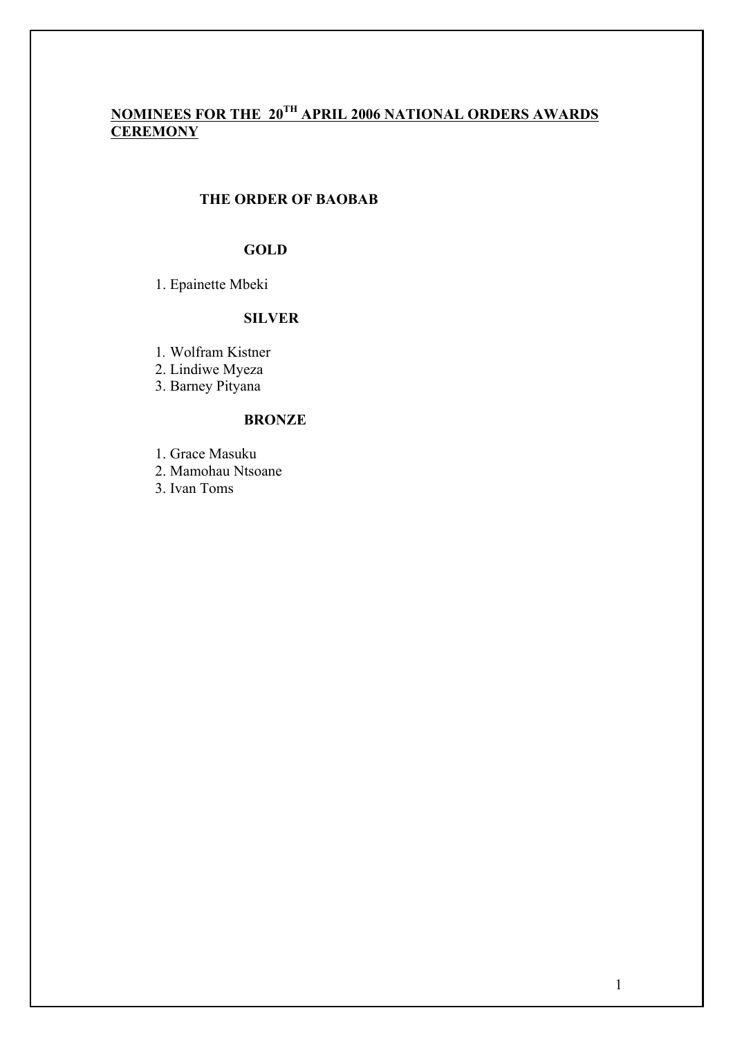# NOMINEES FOR THE 20TH APRIL 2006 NATIONAL ORDERS AWARDS CEREMONY

## THE ORDER OF BAOBAB

### GOLD

1. Epainette Mbeki

### SILVER

1. Wolfram Kistner
2. Lindiwe Myeza
3. Barney Pityana

### BRONZE

1. Grace Masuku
2. Mamohau Ntsoane
3. Ivan Toms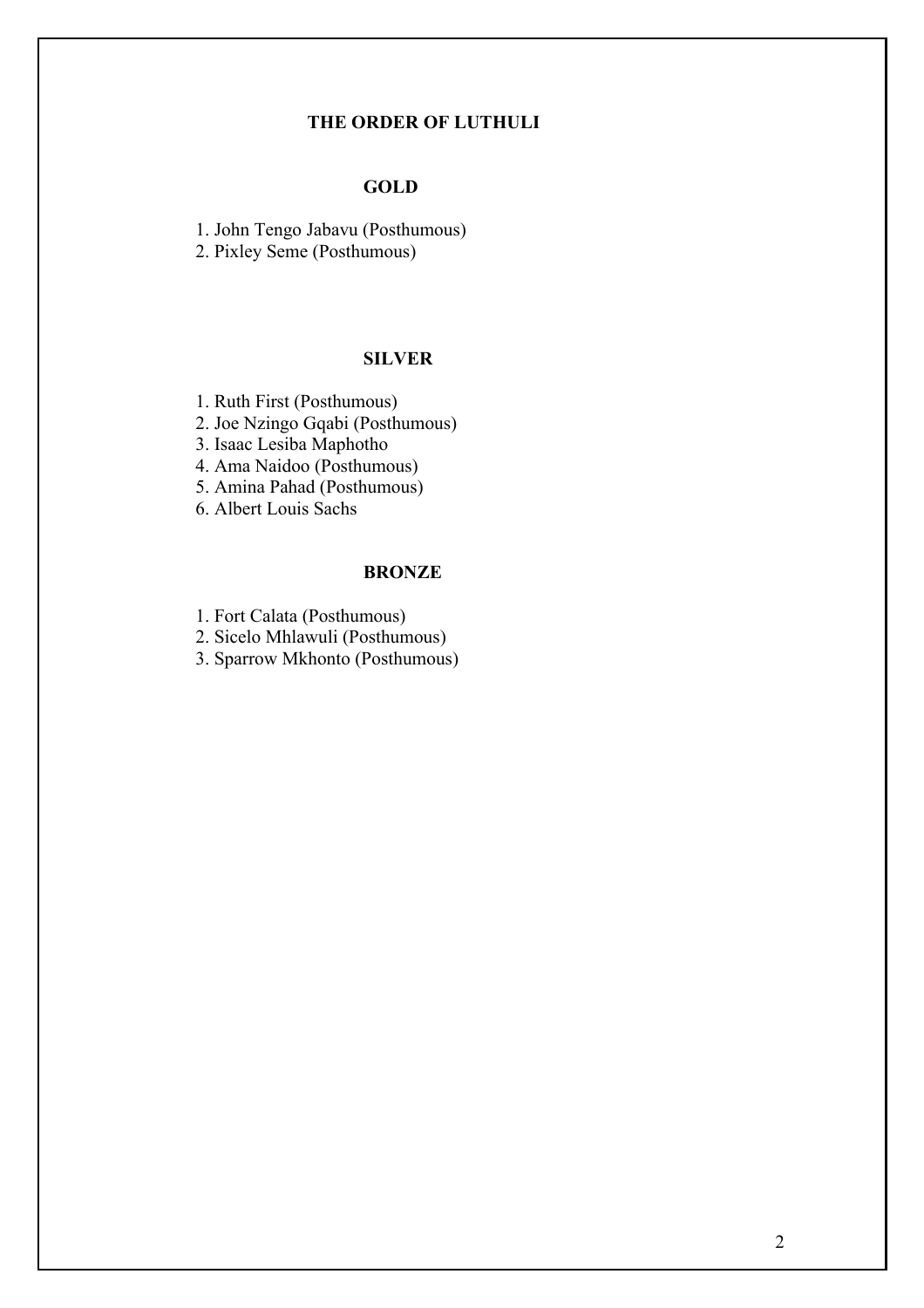# THE ORDER OF LUTHULI

## GOLD

1. John Tengo Jabavu (Posthumous)
2. Pixley Seme (Posthumous)

## SILVER

1. Ruth First (Posthumous)
2. Joe Nzingo Gqabi (Posthumous)
3. Isaac Lesiba Maphotho
4. Ama Naidoo (Posthumous)
5. Amina Pahad (Posthumous)
6. Albert Louis Sachs

## BRONZE

1. Fort Calata (Posthumous)
2. Sicelo Mhlawuli (Posthumous)
3. Sparrow Mkhonto (Posthumous)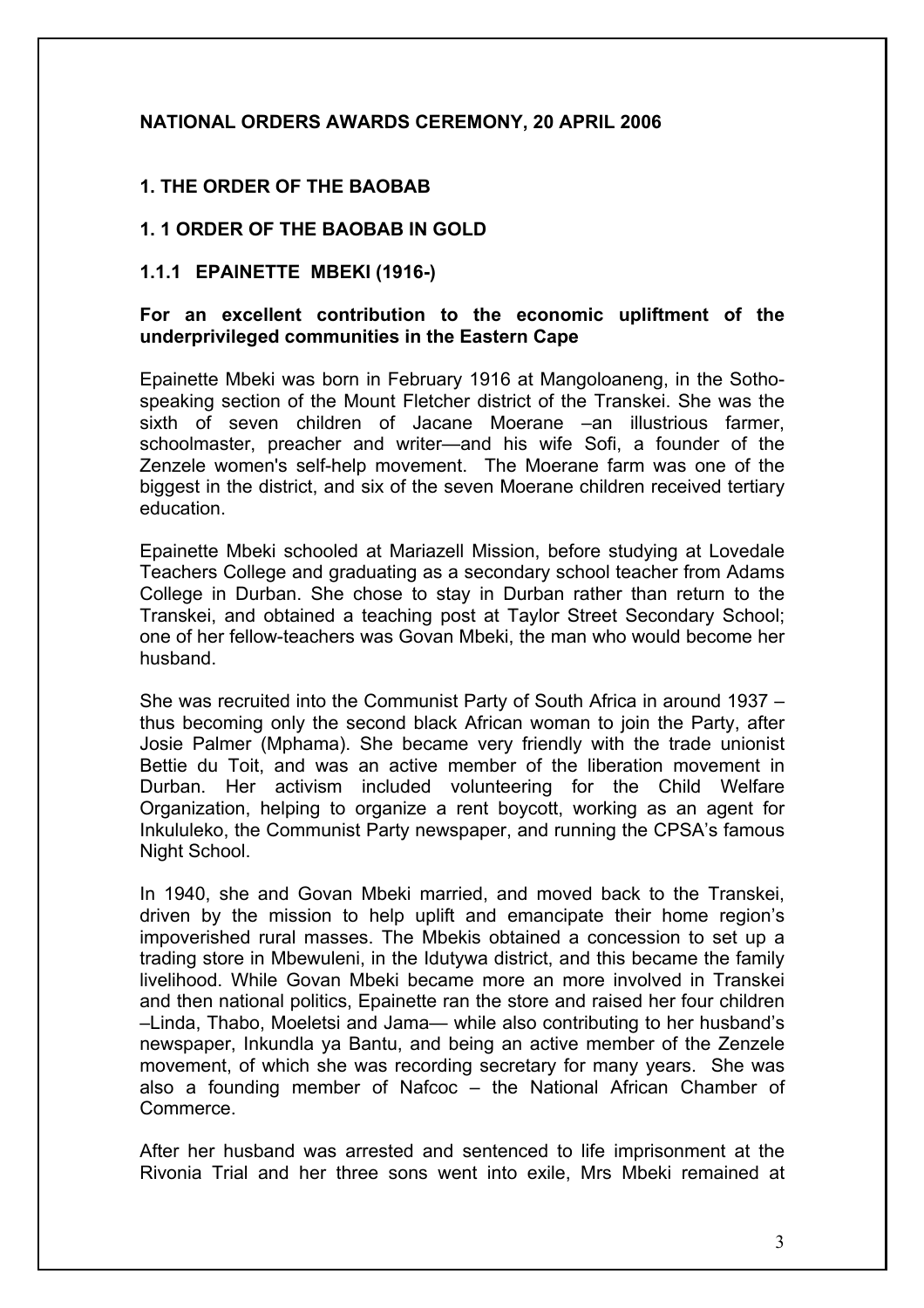## NATIONAL ORDERS AWARDS CEREMONY, 20 APRIL 2006

### 1. THE ORDER OF THE BAOBAB

### 1. 1 ORDER OF THE BAOBAB IN GOLD

### 1.1.1 EPAINETTE MBEKI (1916-)

**For an excellent contribution to the economic upliftment of the underprivileged communities in the Eastern Cape**

Epainette Mbeki was born in February 1916 at Mangoloaneng, in the Sotho-speaking section of the Mount Fletcher district of the Transkei. She was the sixth of seven children of Jacane Moerane –an illustrious farmer, schoolmaster, preacher and writer—and his wife Sofi, a founder of the Zenzele women's self-help movement. The Moerane farm was one of the biggest in the district, and six of the seven Moerane children received tertiary education.

Epainette Mbeki schooled at Mariazell Mission, before studying at Lovedale Teachers College and graduating as a secondary school teacher from Adams College in Durban. She chose to stay in Durban rather than return to the Transkei, and obtained a teaching post at Taylor Street Secondary School; one of her fellow-teachers was Govan Mbeki, the man who would become her husband.

She was recruited into the Communist Party of South Africa in around 1937 – thus becoming only the second black African woman to join the Party, after Josie Palmer (Mphama). She became very friendly with the trade unionist Bettie du Toit, and was an active member of the liberation movement in Durban. Her activism included volunteering for the Child Welfare Organization, helping to organize a rent boycott, working as an agent for Inkululeko, the Communist Party newspaper, and running the CPSA's famous Night School.

In 1940, she and Govan Mbeki married, and moved back to the Transkei, driven by the mission to help uplift and emancipate their home region's impoverished rural masses. The Mbekis obtained a concession to set up a trading store in Mbewuleni, in the Idutywa district, and this became the family livelihood. While Govan Mbeki became more an more involved in Transkei and then national politics, Epainette ran the store and raised her four children –Linda, Thabo, Moeletsi and Jama— while also contributing to her husband's newspaper, Inkundla ya Bantu, and being an active member of the Zenzele movement, of which she was recording secretary for many years. She was also a founding member of Nafcoc – the National African Chamber of Commerce.

After her husband was arrested and sentenced to life imprisonment at the Rivonia Trial and her three sons went into exile, Mrs Mbeki remained at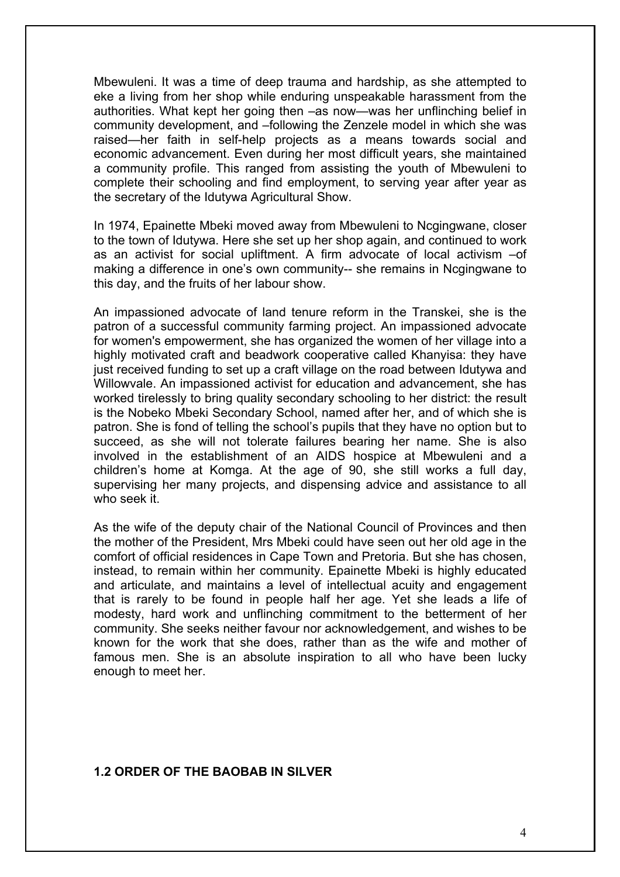Mbewuleni. It was a time of deep trauma and hardship, as she attempted to eke a living from her shop while enduring unspeakable harassment from the authorities. What kept her going then –as now—was her unflinching belief in community development, and –following the Zenzele model in which she was raised—her faith in self-help projects as a means towards social and economic advancement. Even during her most difficult years, she maintained a community profile. This ranged from assisting the youth of Mbewuleni to complete their schooling and find employment, to serving year after year as the secretary of the Idutywa Agricultural Show.

In 1974, Epainette Mbeki moved away from Mbewuleni to Ncgingwane, closer to the town of Idutywa. Here she set up her shop again, and continued to work as an activist for social upliftment. A firm advocate of local activism –of making a difference in one's own community-- she remains in Ncgingwane to this day, and the fruits of her labour show.

An impassioned advocate of land tenure reform in the Transkei, she is the patron of a successful community farming project. An impassioned advocate for women's empowerment, she has organized the women of her village into a highly motivated craft and beadwork cooperative called Khanyisa: they have just received funding to set up a craft village on the road between Idutywa and Willowvale. An impassioned activist for education and advancement, she has worked tirelessly to bring quality secondary schooling to her district: the result is the Nobeko Mbeki Secondary School, named after her, and of which she is patron. She is fond of telling the school's pupils that they have no option but to succeed, as she will not tolerate failures bearing her name. She is also involved in the establishment of an AIDS hospice at Mbewuleni and a children's home at Komga. At the age of 90, she still works a full day, supervising her many projects, and dispensing advice and assistance to all who seek it.

As the wife of the deputy chair of the National Council of Provinces and then the mother of the President, Mrs Mbeki could have seen out her old age in the comfort of official residences in Cape Town and Pretoria. But she has chosen, instead, to remain within her community. Epainette Mbeki is highly educated and articulate, and maintains a level of intellectual acuity and engagement that is rarely to be found in people half her age. Yet she leads a life of modesty, hard work and unflinching commitment to the betterment of her community. She seeks neither favour nor acknowledgement, and wishes to be known for the work that she does, rather than as the wife and mother of famous men. She is an absolute inspiration to all who have been lucky enough to meet her.

## 1.2 ORDER OF THE BAOBAB IN SILVER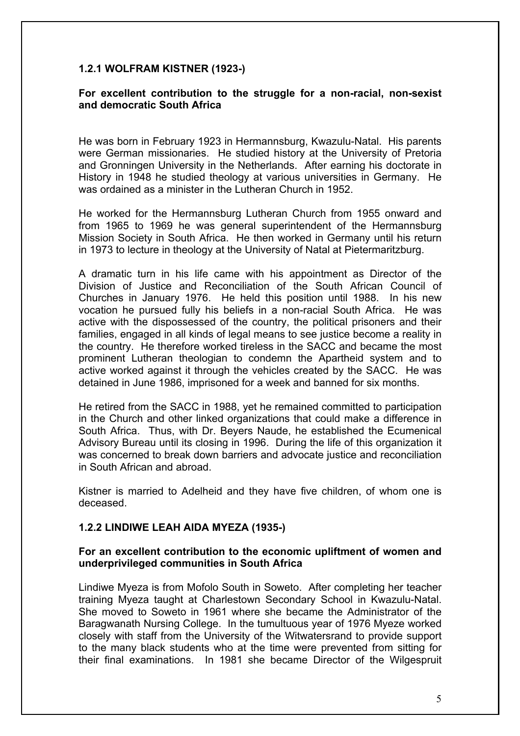### 1.2.1 WOLFRAM KISTNER (1923-)

**For excellent contribution to the struggle for a non-racial, non-sexist and democratic South Africa**

He was born in February 1923 in Hermannsburg, Kwazulu-Natal. His parents were German missionaries. He studied history at the University of Pretoria and Gronningen University in the Netherlands. After earning his doctorate in History in 1948 he studied theology at various universities in Germany. He was ordained as a minister in the Lutheran Church in 1952.

He worked for the Hermannsburg Lutheran Church from 1955 onward and from 1965 to 1969 he was general superintendent of the Hermannsburg Mission Society in South Africa. He then worked in Germany until his return in 1973 to lecture in theology at the University of Natal at Pietermaritzburg.

A dramatic turn in his life came with his appointment as Director of the Division of Justice and Reconciliation of the South African Council of Churches in January 1976. He held this position until 1988. In his new vocation he pursued fully his beliefs in a non-racial South Africa. He was active with the dispossessed of the country, the political prisoners and their families, engaged in all kinds of legal means to see justice become a reality in the country. He therefore worked tireless in the SACC and became the most prominent Lutheran theologian to condemn the Apartheid system and to active worked against it through the vehicles created by the SACC. He was detained in June 1986, imprisoned for a week and banned for six months.

He retired from the SACC in 1988, yet he remained committed to participation in the Church and other linked organizations that could make a difference in South Africa. Thus, with Dr. Beyers Naude, he established the Ecumenical Advisory Bureau until its closing in 1996. During the life of this organization it was concerned to break down barriers and advocate justice and reconciliation in South African and abroad.

Kistner is married to Adelheid and they have five children, of whom one is deceased.

### 1.2.2 LINDIWE LEAH AIDA MYEZA (1935-)

**For an excellent contribution to the economic upliftment of women and underprivileged communities in South Africa**

Lindiwe Myeza is from Mofolo South in Soweto. After completing her teacher training Myeza taught at Charlestown Secondary School in Kwazulu-Natal. She moved to Soweto in 1961 where she became the Administrator of the Baragwanath Nursing College. In the tumultuous year of 1976 Myeze worked closely with staff from the University of the Witwatersrand to provide support to the many black students who at the time were prevented from sitting for their final examinations. In 1981 she became Director of the Wilgespruit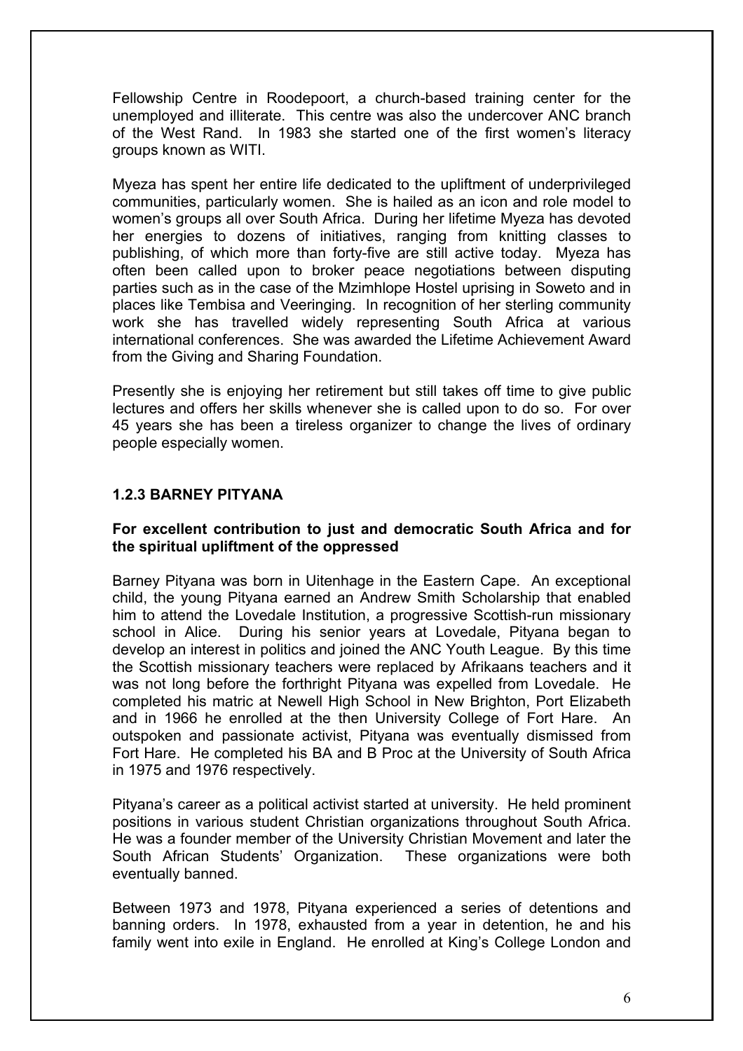Fellowship Centre in Roodepoort, a church-based training center for the unemployed and illiterate. This centre was also the undercover ANC branch of the West Rand. In 1983 she started one of the first women's literacy groups known as WITI.

Myeza has spent her entire life dedicated to the upliftment of underprivileged communities, particularly women. She is hailed as an icon and role model to women's groups all over South Africa. During her lifetime Myeza has devoted her energies to dozens of initiatives, ranging from knitting classes to publishing, of which more than forty-five are still active today. Myeza has often been called upon to broker peace negotiations between disputing parties such as in the case of the Mzimhlope Hostel uprising in Soweto and in places like Tembisa and Veeringing. In recognition of her sterling community work she has travelled widely representing South Africa at various international conferences. She was awarded the Lifetime Achievement Award from the Giving and Sharing Foundation.

Presently she is enjoying her retirement but still takes off time to give public lectures and offers her skills whenever she is called upon to do so. For over 45 years she has been a tireless organizer to change the lives of ordinary people especially women.

### 1.2.3 BARNEY PITYANA

**For excellent contribution to just and democratic South Africa and for the spiritual upliftment of the oppressed**

Barney Pityana was born in Uitenhage in the Eastern Cape. An exceptional child, the young Pityana earned an Andrew Smith Scholarship that enabled him to attend the Lovedale Institution, a progressive Scottish-run missionary school in Alice. During his senior years at Lovedale, Pityana began to develop an interest in politics and joined the ANC Youth League. By this time the Scottish missionary teachers were replaced by Afrikaans teachers and it was not long before the forthright Pityana was expelled from Lovedale. He completed his matric at Newell High School in New Brighton, Port Elizabeth and in 1966 he enrolled at the then University College of Fort Hare. An outspoken and passionate activist, Pityana was eventually dismissed from Fort Hare. He completed his BA and B Proc at the University of South Africa in 1975 and 1976 respectively.

Pityana's career as a political activist started at university. He held prominent positions in various student Christian organizations throughout South Africa. He was a founder member of the University Christian Movement and later the South African Students' Organization. These organizations were both eventually banned.

Between 1973 and 1978, Pityana experienced a series of detentions and banning orders. In 1978, exhausted from a year in detention, he and his family went into exile in England. He enrolled at King's College London and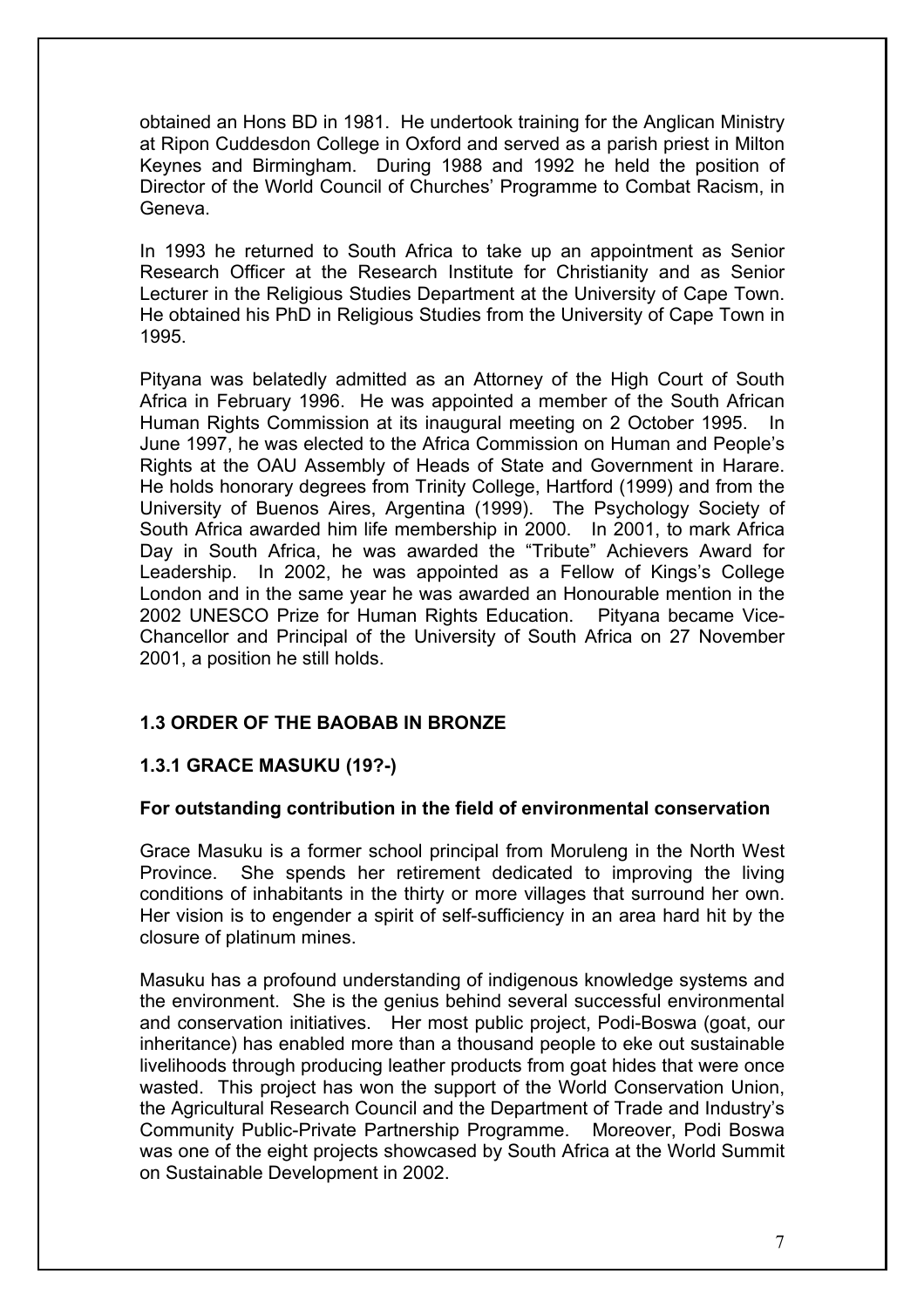obtained an Hons BD in 1981. He undertook training for the Anglican Ministry at Ripon Cuddesdon College in Oxford and served as a parish priest in Milton Keynes and Birmingham. During 1988 and 1992 he held the position of Director of the World Council of Churches' Programme to Combat Racism, in Geneva.

In 1993 he returned to South Africa to take up an appointment as Senior Research Officer at the Research Institute for Christianity and as Senior Lecturer in the Religious Studies Department at the University of Cape Town. He obtained his PhD in Religious Studies from the University of Cape Town in 1995.

Pityana was belatedly admitted as an Attorney of the High Court of South Africa in February 1996. He was appointed a member of the South African Human Rights Commission at its inaugural meeting on 2 October 1995. In June 1997, he was elected to the Africa Commission on Human and People's Rights at the OAU Assembly of Heads of State and Government in Harare. He holds honorary degrees from Trinity College, Hartford (1999) and from the University of Buenos Aires, Argentina (1999). The Psychology Society of South Africa awarded him life membership in 2000. In 2001, to mark Africa Day in South Africa, he was awarded the "Tribute" Achievers Award for Leadership. In 2002, he was appointed as a Fellow of Kings's College London and in the same year he was awarded an Honourable mention in the 2002 UNESCO Prize for Human Rights Education. Pityana became Vice-Chancellor and Principal of the University of South Africa on 27 November 2001, a position he still holds.

## 1.3 ORDER OF THE BAOBAB IN BRONZE

### 1.3.1 GRACE MASUKU (19?-)

**For outstanding contribution in the field of environmental conservation**

Grace Masuku is a former school principal from Moruleng in the North West Province. She spends her retirement dedicated to improving the living conditions of inhabitants in the thirty or more villages that surround her own. Her vision is to engender a spirit of self-sufficiency in an area hard hit by the closure of platinum mines.

Masuku has a profound understanding of indigenous knowledge systems and the environment. She is the genius behind several successful environmental and conservation initiatives. Her most public project, Podi-Boswa (goat, our inheritance) has enabled more than a thousand people to eke out sustainable livelihoods through producing leather products from goat hides that were once wasted. This project has won the support of the World Conservation Union, the Agricultural Research Council and the Department of Trade and Industry's Community Public-Private Partnership Programme. Moreover, Podi Boswa was one of the eight projects showcased by South Africa at the World Summit on Sustainable Development in 2002.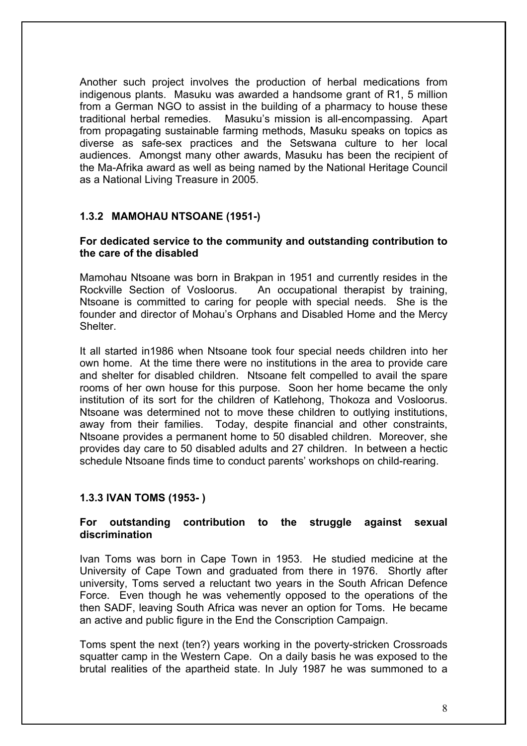Another such project involves the production of herbal medications from indigenous plants. Masuku was awarded a handsome grant of R1, 5 million from a German NGO to assist in the building of a pharmacy to house these traditional herbal remedies. Masuku's mission is all-encompassing. Apart from propagating sustainable farming methods, Masuku speaks on topics as diverse as safe-sex practices and the Setswana culture to her local audiences. Amongst many other awards, Masuku has been the recipient of the Ma-Afrika award as well as being named by the National Heritage Council as a National Living Treasure in 2005.

### 1.3.2 MAMOHAU NTSOANE (1951-)

**For dedicated service to the community and outstanding contribution to the care of the disabled**

Mamohau Ntsoane was born in Brakpan in 1951 and currently resides in the Rockville Section of Vosloorus. An occupational therapist by training, Ntsoane is committed to caring for people with special needs. She is the founder and director of Mohau's Orphans and Disabled Home and the Mercy Shelter.

It all started in1986 when Ntsoane took four special needs children into her own home. At the time there were no institutions in the area to provide care and shelter for disabled children. Ntsoane felt compelled to avail the spare rooms of her own house for this purpose. Soon her home became the only institution of its sort for the children of Katlehong, Thokoza and Vosloorus. Ntsoane was determined not to move these children to outlying institutions, away from their families. Today, despite financial and other constraints, Ntsoane provides a permanent home to 50 disabled children. Moreover, she provides day care to 50 disabled adults and 27 children. In between a hectic schedule Ntsoane finds time to conduct parents' workshops on child-rearing.

### 1.3.3 IVAN TOMS (1953- )

**For outstanding contribution to the struggle against sexual discrimination**

Ivan Toms was born in Cape Town in 1953. He studied medicine at the University of Cape Town and graduated from there in 1976. Shortly after university, Toms served a reluctant two years in the South African Defence Force. Even though he was vehemently opposed to the operations of the then SADF, leaving South Africa was never an option for Toms. He became an active and public figure in the End the Conscription Campaign.

Toms spent the next (ten?) years working in the poverty-stricken Crossroads squatter camp in the Western Cape. On a daily basis he was exposed to the brutal realities of the apartheid state. In July 1987 he was summoned to a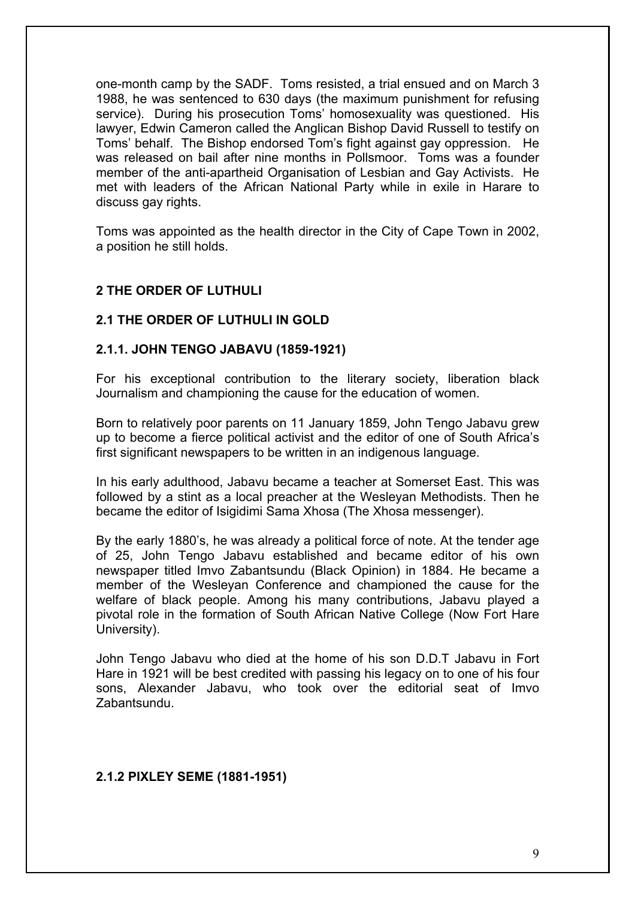one-month camp by the SADF. Toms resisted, a trial ensued and on March 3 1988, he was sentenced to 630 days (the maximum punishment for refusing service). During his prosecution Toms' homosexuality was questioned. His lawyer, Edwin Cameron called the Anglican Bishop David Russell to testify on Toms' behalf. The Bishop endorsed Tom's fight against gay oppression. He was released on bail after nine months in Pollsmoor. Toms was a founder member of the anti-apartheid Organisation of Lesbian and Gay Activists. He met with leaders of the African National Party while in exile in Harare to discuss gay rights.

Toms was appointed as the health director in the City of Cape Town in 2002, a position he still holds.

## 2 THE ORDER OF LUTHULI

### 2.1 THE ORDER OF LUTHULI IN GOLD

#### 2.1.1. JOHN TENGO JABAVU (1859-1921)

For his exceptional contribution to the literary society, liberation black Journalism and championing the cause for the education of women.

Born to relatively poor parents on 11 January 1859, John Tengo Jabavu grew up to become a fierce political activist and the editor of one of South Africa's first significant newspapers to be written in an indigenous language.

In his early adulthood, Jabavu became a teacher at Somerset East. This was followed by a stint as a local preacher at the Wesleyan Methodists. Then he became the editor of Isigidimi Sama Xhosa (The Xhosa messenger).

By the early 1880's, he was already a political force of note. At the tender age of 25, John Tengo Jabavu established and became editor of his own newspaper titled Imvo Zabantsundu (Black Opinion) in 1884. He became a member of the Wesleyan Conference and championed the cause for the welfare of black people. Among his many contributions, Jabavu played a pivotal role in the formation of South African Native College (Now Fort Hare University).

John Tengo Jabavu who died at the home of his son D.D.T Jabavu in Fort Hare in 1921 will be best credited with passing his legacy on to one of his four sons, Alexander Jabavu, who took over the editorial seat of Imvo Zabantsundu.

#### 2.1.2 PIXLEY SEME (1881-1951)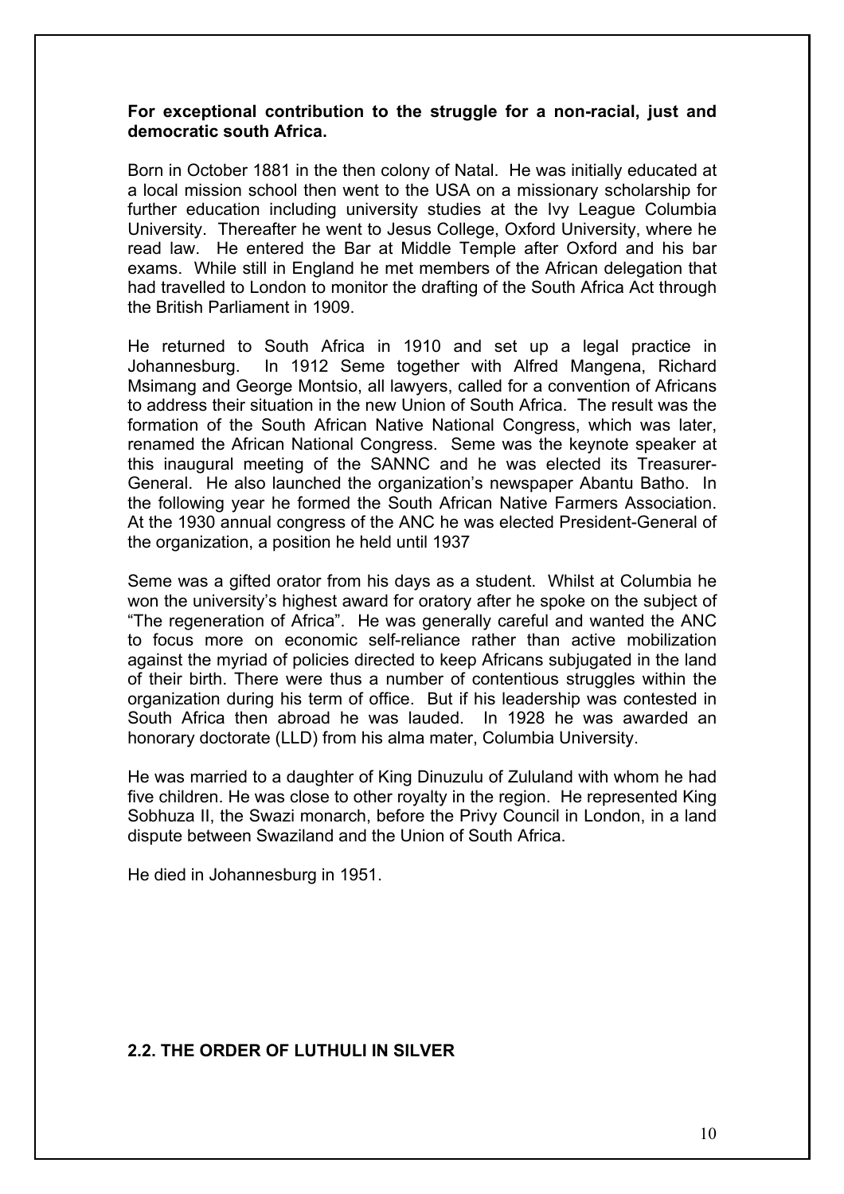**For exceptional contribution to the struggle for a non-racial, just and democratic south Africa.**

Born in October 1881 in the then colony of Natal. He was initially educated at a local mission school then went to the USA on a missionary scholarship for further education including university studies at the Ivy League Columbia University. Thereafter he went to Jesus College, Oxford University, where he read law. He entered the Bar at Middle Temple after Oxford and his bar exams. While still in England he met members of the African delegation that had travelled to London to monitor the drafting of the South Africa Act through the British Parliament in 1909.

He returned to South Africa in 1910 and set up a legal practice in Johannesburg. In 1912 Seme together with Alfred Mangena, Richard Msimang and George Montsio, all lawyers, called for a convention of Africans to address their situation in the new Union of South Africa. The result was the formation of the South African Native National Congress, which was later, renamed the African National Congress. Seme was the keynote speaker at this inaugural meeting of the SANNC and he was elected its Treasurer-General. He also launched the organization's newspaper Abantu Batho. In the following year he formed the South African Native Farmers Association. At the 1930 annual congress of the ANC he was elected President-General of the organization, a position he held until 1937

Seme was a gifted orator from his days as a student. Whilst at Columbia he won the university's highest award for oratory after he spoke on the subject of "The regeneration of Africa". He was generally careful and wanted the ANC to focus more on economic self-reliance rather than active mobilization against the myriad of policies directed to keep Africans subjugated in the land of their birth. There were thus a number of contentious struggles within the organization during his term of office. But if his leadership was contested in South Africa then abroad he was lauded. In 1928 he was awarded an honorary doctorate (LLD) from his alma mater, Columbia University.

He was married to a daughter of King Dinuzulu of Zululand with whom he had five children. He was close to other royalty in the region. He represented King Sobhuza II, the Swazi monarch, before the Privy Council in London, in a land dispute between Swaziland and the Union of South Africa.

He died in Johannesburg in 1951.

## 2.2. THE ORDER OF LUTHULI IN SILVER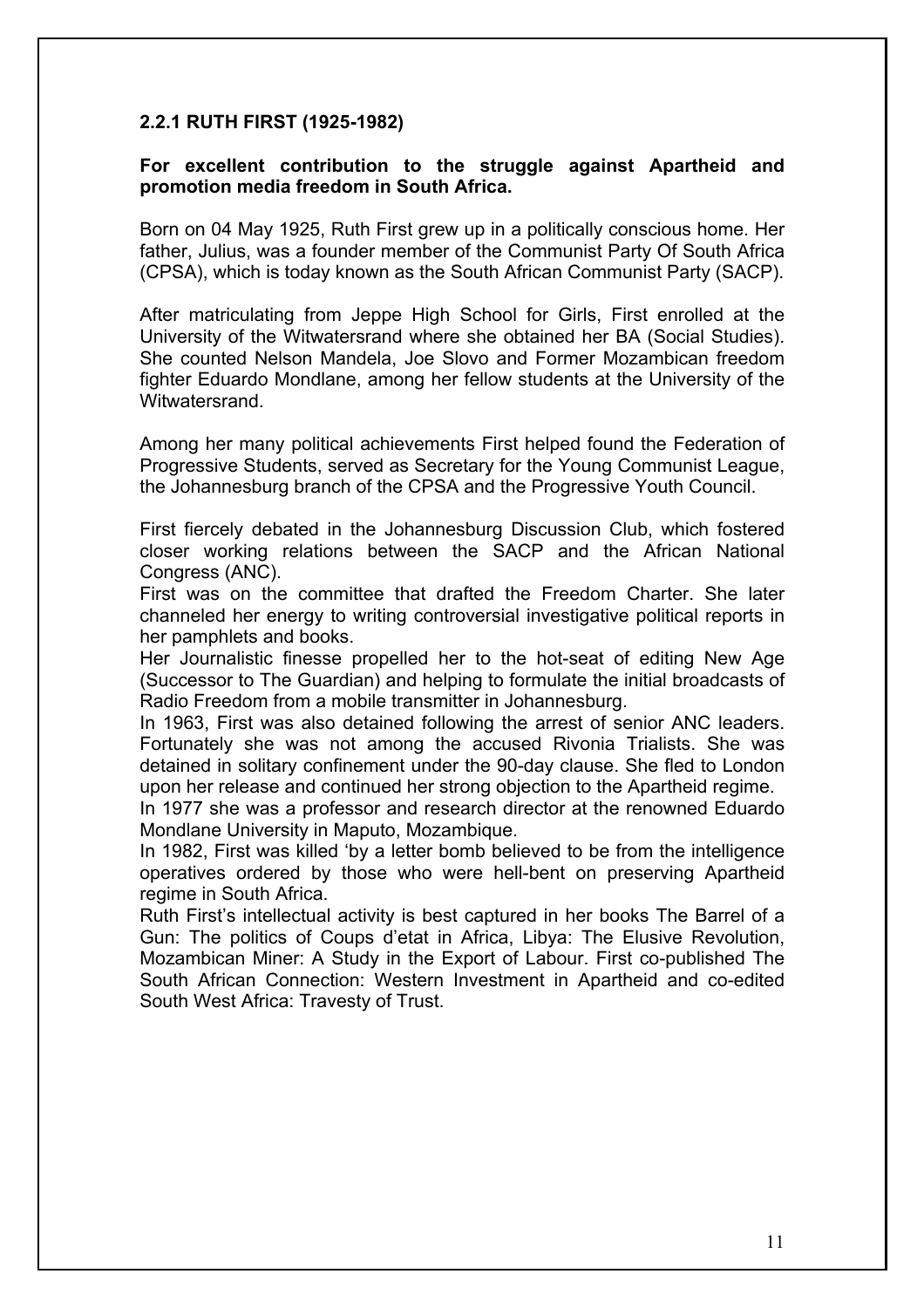### 2.2.1 RUTH FIRST (1925-1982)

**For excellent contribution to the struggle against Apartheid and promotion media freedom in South Africa.**

Born on 04 May 1925, Ruth First grew up in a politically conscious home. Her father, Julius, was a founder member of the Communist Party Of South Africa (CPSA), which is today known as the South African Communist Party (SACP).

After matriculating from Jeppe High School for Girls, First enrolled at the University of the Witwatersrand where she obtained her BA (Social Studies). She counted Nelson Mandela, Joe Slovo and Former Mozambican freedom fighter Eduardo Mondlane, among her fellow students at the University of the Witwatersrand.

Among her many political achievements First helped found the Federation of Progressive Students, served as Secretary for the Young Communist League, the Johannesburg branch of the CPSA and the Progressive Youth Council.

First fiercely debated in the Johannesburg Discussion Club, which fostered closer working relations between the SACP and the African National Congress (ANC).

First was on the committee that drafted the Freedom Charter. She later channeled her energy to writing controversial investigative political reports in her pamphlets and books.

Her Journalistic finesse propelled her to the hot-seat of editing New Age (Successor to The Guardian) and helping to formulate the initial broadcasts of Radio Freedom from a mobile transmitter in Johannesburg.

In 1963, First was also detained following the arrest of senior ANC leaders. Fortunately she was not among the accused Rivonia Trialists. She was detained in solitary confinement under the 90-day clause. She fled to London upon her release and continued her strong objection to the Apartheid regime.

In 1977 she was a professor and research director at the renowned Eduardo Mondlane University in Maputo, Mozambique.

In 1982, First was killed 'by a letter bomb believed to be from the intelligence operatives ordered by those who were hell-bent on preserving Apartheid regime in South Africa.

Ruth First's intellectual activity is best captured in her books The Barrel of a Gun: The politics of Coups d'etat in Africa, Libya: The Elusive Revolution, Mozambican Miner: A Study in the Export of Labour. First co-published The South African Connection: Western Investment in Apartheid and co-edited South West Africa: Travesty of Trust.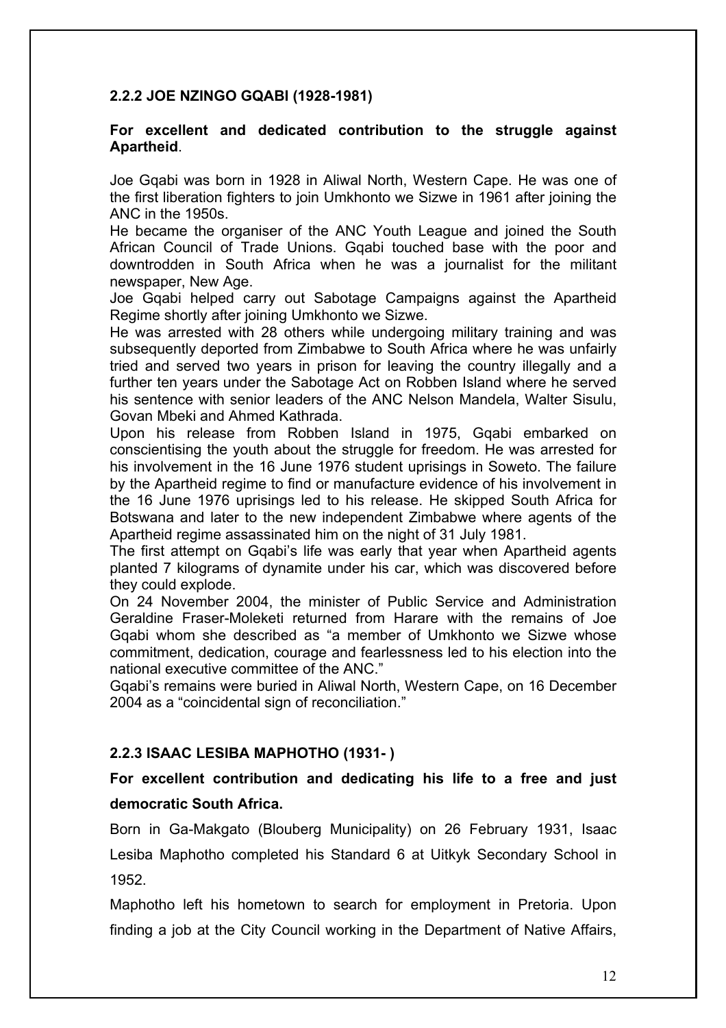### 2.2.2 JOE NZINGO GQABI (1928-1981)

**For excellent and dedicated contribution to the struggle against Apartheid**.

Joe Gqabi was born in 1928 in Aliwal North, Western Cape. He was one of the first liberation fighters to join Umkhonto we Sizwe in 1961 after joining the ANC in the 1950s.

He became the organiser of the ANC Youth League and joined the South African Council of Trade Unions. Gqabi touched base with the poor and downtrodden in South Africa when he was a journalist for the militant newspaper, New Age.

Joe Gqabi helped carry out Sabotage Campaigns against the Apartheid Regime shortly after joining Umkhonto we Sizwe.

He was arrested with 28 others while undergoing military training and was subsequently deported from Zimbabwe to South Africa where he was unfairly tried and served two years in prison for leaving the country illegally and a further ten years under the Sabotage Act on Robben Island where he served his sentence with senior leaders of the ANC Nelson Mandela, Walter Sisulu, Govan Mbeki and Ahmed Kathrada.

Upon his release from Robben Island in 1975, Gqabi embarked on conscientising the youth about the struggle for freedom. He was arrested for his involvement in the 16 June 1976 student uprisings in Soweto. The failure by the Apartheid regime to find or manufacture evidence of his involvement in the 16 June 1976 uprisings led to his release. He skipped South Africa for Botswana and later to the new independent Zimbabwe where agents of the Apartheid regime assassinated him on the night of 31 July 1981.

The first attempt on Gqabi's life was early that year when Apartheid agents planted 7 kilograms of dynamite under his car, which was discovered before they could explode.

On 24 November 2004, the minister of Public Service and Administration Geraldine Fraser-Moleketi returned from Harare with the remains of Joe Gqabi whom she described as "a member of Umkhonto we Sizwe whose commitment, dedication, courage and fearlessness led to his election into the national executive committee of the ANC."

Gqabi's remains were buried in Aliwal North, Western Cape, on 16 December 2004 as a "coincidental sign of reconciliation."

### 2.2.3 ISAAC LESIBA MAPHOTHO (1931- )

**For excellent contribution and dedicating his life to a free and just democratic South Africa.**

Born in Ga-Makgato (Blouberg Municipality) on 26 February 1931, Isaac Lesiba Maphotho completed his Standard 6 at Uitkyk Secondary School in 1952.

Maphotho left his hometown to search for employment in Pretoria. Upon finding a job at the City Council working in the Department of Native Affairs,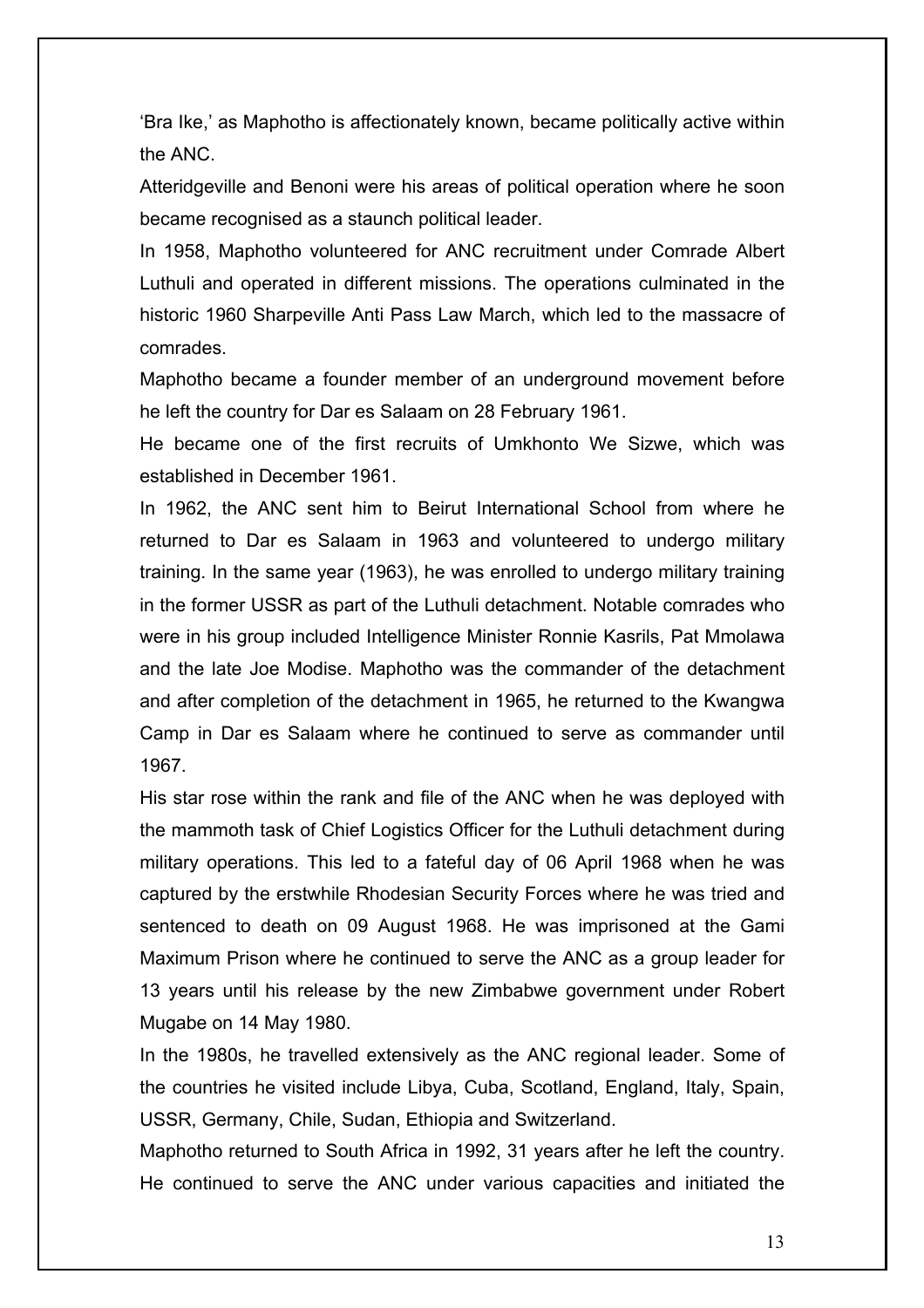'Bra Ike,' as Maphotho is affectionately known, became politically active within the ANC.

Atteridgeville and Benoni were his areas of political operation where he soon became recognised as a staunch political leader.

In 1958, Maphotho volunteered for ANC recruitment under Comrade Albert Luthuli and operated in different missions. The operations culminated in the historic 1960 Sharpeville Anti Pass Law March, which led to the massacre of comrades.

Maphotho became a founder member of an underground movement before he left the country for Dar es Salaam on 28 February 1961.

He became one of the first recruits of Umkhonto We Sizwe, which was established in December 1961.

In 1962, the ANC sent him to Beirut International School from where he returned to Dar es Salaam in 1963 and volunteered to undergo military training. In the same year (1963), he was enrolled to undergo military training in the former USSR as part of the Luthuli detachment. Notable comrades who were in his group included Intelligence Minister Ronnie Kasrils, Pat Mmolawa and the late Joe Modise. Maphotho was the commander of the detachment and after completion of the detachment in 1965, he returned to the Kwangwa Camp in Dar es Salaam where he continued to serve as commander until 1967.

His star rose within the rank and file of the ANC when he was deployed with the mammoth task of Chief Logistics Officer for the Luthuli detachment during military operations. This led to a fateful day of 06 April 1968 when he was captured by the erstwhile Rhodesian Security Forces where he was tried and sentenced to death on 09 August 1968. He was imprisoned at the Gami Maximum Prison where he continued to serve the ANC as a group leader for 13 years until his release by the new Zimbabwe government under Robert Mugabe on 14 May 1980.

In the 1980s, he travelled extensively as the ANC regional leader. Some of the countries he visited include Libya, Cuba, Scotland, England, Italy, Spain, USSR, Germany, Chile, Sudan, Ethiopia and Switzerland.

Maphotho returned to South Africa in 1992, 31 years after he left the country. He continued to serve the ANC under various capacities and initiated the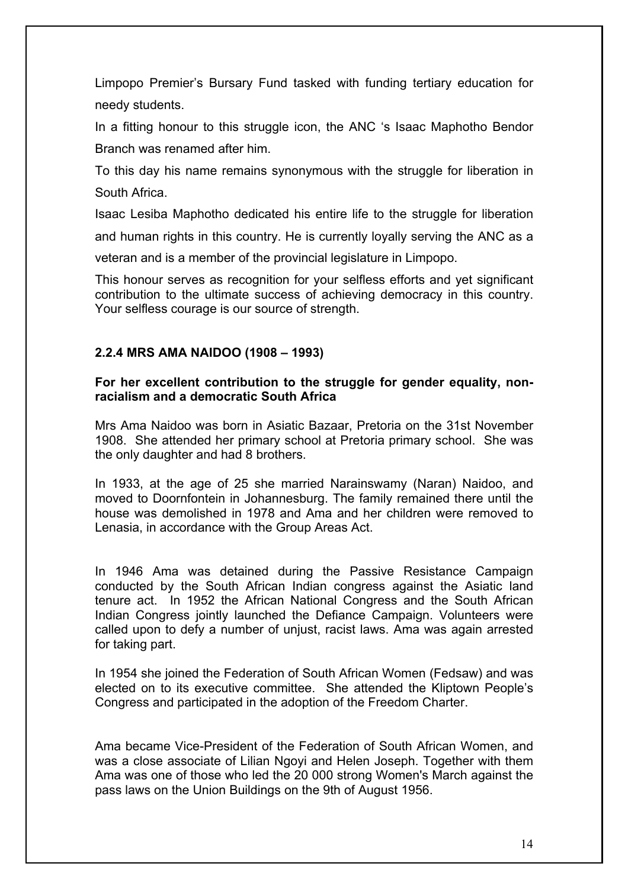Limpopo Premier's Bursary Fund tasked with funding tertiary education for needy students.

In a fitting honour to this struggle icon, the ANC 's Isaac Maphotho Bendor Branch was renamed after him.

To this day his name remains synonymous with the struggle for liberation in South Africa.

Isaac Lesiba Maphotho dedicated his entire life to the struggle for liberation and human rights in this country. He is currently loyally serving the ANC as a veteran and is a member of the provincial legislature in Limpopo.

This honour serves as recognition for your selfless efforts and yet significant contribution to the ultimate success of achieving democracy in this country. Your selfless courage is our source of strength.

### 2.2.4 MRS AMA NAIDOO (1908 – 1993)

**For her excellent contribution to the struggle for gender equality, non-racialism and a democratic South Africa**

Mrs Ama Naidoo was born in Asiatic Bazaar, Pretoria on the 31st November 1908. She attended her primary school at Pretoria primary school. She was the only daughter and had 8 brothers.

In 1933, at the age of 25 she married Narainswamy (Naran) Naidoo, and moved to Doornfontein in Johannesburg. The family remained there until the house was demolished in 1978 and Ama and her children were removed to Lenasia, in accordance with the Group Areas Act.

In 1946 Ama was detained during the Passive Resistance Campaign conducted by the South African Indian congress against the Asiatic land tenure act. In 1952 the African National Congress and the South African Indian Congress jointly launched the Defiance Campaign. Volunteers were called upon to defy a number of unjust, racist laws. Ama was again arrested for taking part.

In 1954 she joined the Federation of South African Women (Fedsaw) and was elected on to its executive committee. She attended the Kliptown People's Congress and participated in the adoption of the Freedom Charter.

Ama became Vice-President of the Federation of South African Women, and was a close associate of Lilian Ngoyi and Helen Joseph. Together with them Ama was one of those who led the 20 000 strong Women's March against the pass laws on the Union Buildings on the 9th of August 1956.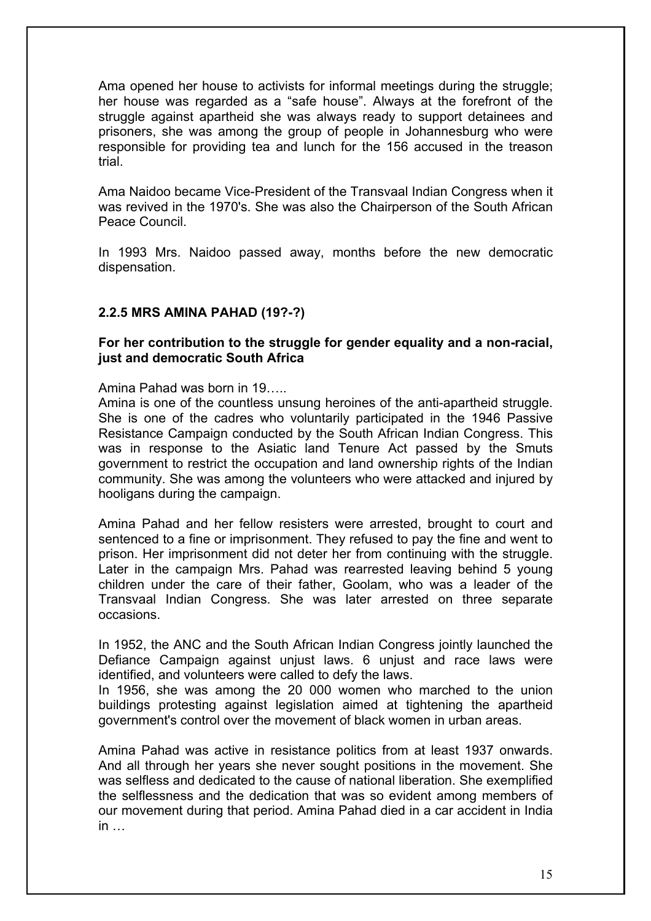Ama opened her house to activists for informal meetings during the struggle; her house was regarded as a "safe house". Always at the forefront of the struggle against apartheid she was always ready to support detainees and prisoners, she was among the group of people in Johannesburg who were responsible for providing tea and lunch for the 156 accused in the treason trial.

Ama Naidoo became Vice-President of the Transvaal Indian Congress when it was revived in the 1970's. She was also the Chairperson of the South African Peace Council.

In 1993 Mrs. Naidoo passed away, months before the new democratic dispensation.

### 2.2.5 MRS AMINA PAHAD (19?-?)

**For her contribution to the struggle for gender equality and a non-racial, just and democratic South Africa**

Amina Pahad was born in 19…..
Amina is one of the countless unsung heroines of the anti-apartheid struggle. She is one of the cadres who voluntarily participated in the 1946 Passive Resistance Campaign conducted by the South African Indian Congress. This was in response to the Asiatic land Tenure Act passed by the Smuts government to restrict the occupation and land ownership rights of the Indian community. She was among the volunteers who were attacked and injured by hooligans during the campaign.

Amina Pahad and her fellow resisters were arrested, brought to court and sentenced to a fine or imprisonment. They refused to pay the fine and went to prison. Her imprisonment did not deter her from continuing with the struggle. Later in the campaign Mrs. Pahad was rearrested leaving behind 5 young children under the care of their father, Goolam, who was a leader of the Transvaal Indian Congress. She was later arrested on three separate occasions.

In 1952, the ANC and the South African Indian Congress jointly launched the Defiance Campaign against unjust laws. 6 unjust and race laws were identified, and volunteers were called to defy the laws.
In 1956, she was among the 20 000 women who marched to the union buildings protesting against legislation aimed at tightening the apartheid government's control over the movement of black women in urban areas.

Amina Pahad was active in resistance politics from at least 1937 onwards. And all through her years she never sought positions in the movement. She was selfless and dedicated to the cause of national liberation. She exemplified the selflessness and the dedication that was so evident among members of our movement during that period. Amina Pahad died in a car accident in India in …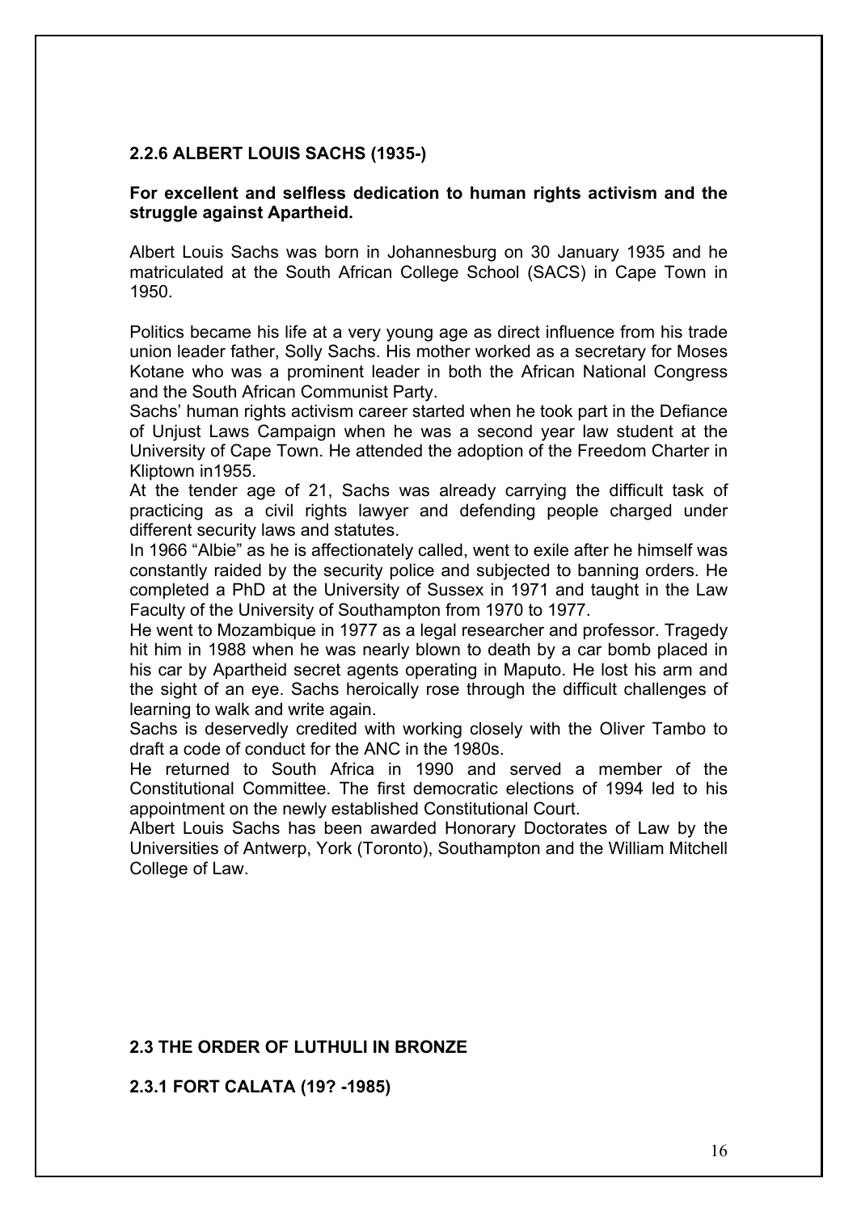### 2.2.6 ALBERT LOUIS SACHS (1935-)

**For excellent and selfless dedication to human rights activism and the struggle against Apartheid.**

Albert Louis Sachs was born in Johannesburg on 30 January 1935 and he matriculated at the South African College School (SACS) in Cape Town in 1950.

Politics became his life at a very young age as direct influence from his trade union leader father, Solly Sachs. His mother worked as a secretary for Moses Kotane who was a prominent leader in both the African National Congress and the South African Communist Party.

Sachs' human rights activism career started when he took part in the Defiance of Unjust Laws Campaign when he was a second year law student at the University of Cape Town. He attended the adoption of the Freedom Charter in Kliptown in1955.

At the tender age of 21, Sachs was already carrying the difficult task of practicing as a civil rights lawyer and defending people charged under different security laws and statutes.

In 1966 "Albie" as he is affectionately called, went to exile after he himself was constantly raided by the security police and subjected to banning orders. He completed a PhD at the University of Sussex in 1971 and taught in the Law Faculty of the University of Southampton from 1970 to 1977.

He went to Mozambique in 1977 as a legal researcher and professor. Tragedy hit him in 1988 when he was nearly blown to death by a car bomb placed in his car by Apartheid secret agents operating in Maputo. He lost his arm and the sight of an eye. Sachs heroically rose through the difficult challenges of learning to walk and write again.

Sachs is deservedly credited with working closely with the Oliver Tambo to draft a code of conduct for the ANC in the 1980s.

He returned to South Africa in 1990 and served a member of the Constitutional Committee. The first democratic elections of 1994 led to his appointment on the newly established Constitutional Court.

Albert Louis Sachs has been awarded Honorary Doctorates of Law by the Universities of Antwerp, York (Toronto), Southampton and the William Mitchell College of Law.

## 2.3 THE ORDER OF LUTHULI IN BRONZE

### 2.3.1 FORT CALATA (19? -1985)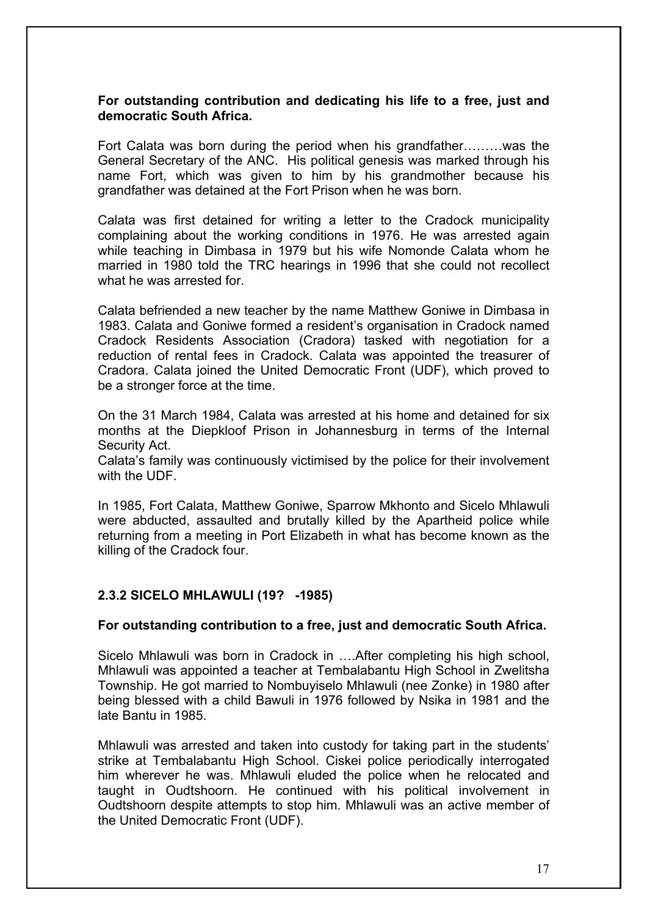**For outstanding contribution and dedicating his life to a free, just and democratic South Africa.**

Fort Calata was born during the period when his grandfather………was the General Secretary of the ANC. His political genesis was marked through his name Fort, which was given to him by his grandmother because his grandfather was detained at the Fort Prison when he was born.

Calata was first detained for writing a letter to the Cradock municipality complaining about the working conditions in 1976. He was arrested again while teaching in Dimbasa in 1979 but his wife Nomonde Calata whom he married in 1980 told the TRC hearings in 1996 that she could not recollect what he was arrested for.

Calata befriended a new teacher by the name Matthew Goniwe in Dimbasa in 1983. Calata and Goniwe formed a resident's organisation in Cradock named Cradock Residents Association (Cradora) tasked with negotiation for a reduction of rental fees in Cradock. Calata was appointed the treasurer of Cradora. Calata joined the United Democratic Front (UDF), which proved to be a stronger force at the time.

On the 31 March 1984, Calata was arrested at his home and detained for six months at the Diepkloof Prison in Johannesburg in terms of the Internal Security Act.
Calata's family was continuously victimised by the police for their involvement with the UDF.

In 1985, Fort Calata, Matthew Goniwe, Sparrow Mkhonto and Sicelo Mhlawuli were abducted, assaulted and brutally killed by the Apartheid police while returning from a meeting in Port Elizabeth in what has become known as the killing of the Cradock four.

### 2.3.2 SICELO MHLAWULI (19? -1985)

**For outstanding contribution to a free, just and democratic South Africa.**

Sicelo Mhlawuli was born in Cradock in ….After completing his high school, Mhlawuli was appointed a teacher at Tembalabantu High School in Zwelitsha Township. He got married to Nombuyiselo Mhlawuli (nee Zonke) in 1980 after being blessed with a child Bawuli in 1976 followed by Nsika in 1981 and the late Bantu in 1985.

Mhlawuli was arrested and taken into custody for taking part in the students' strike at Tembalabantu High School. Ciskei police periodically interrogated him wherever he was. Mhlawuli eluded the police when he relocated and taught in Oudtshoorn. He continued with his political involvement in Oudtshoorn despite attempts to stop him. Mhlawuli was an active member of the United Democratic Front (UDF).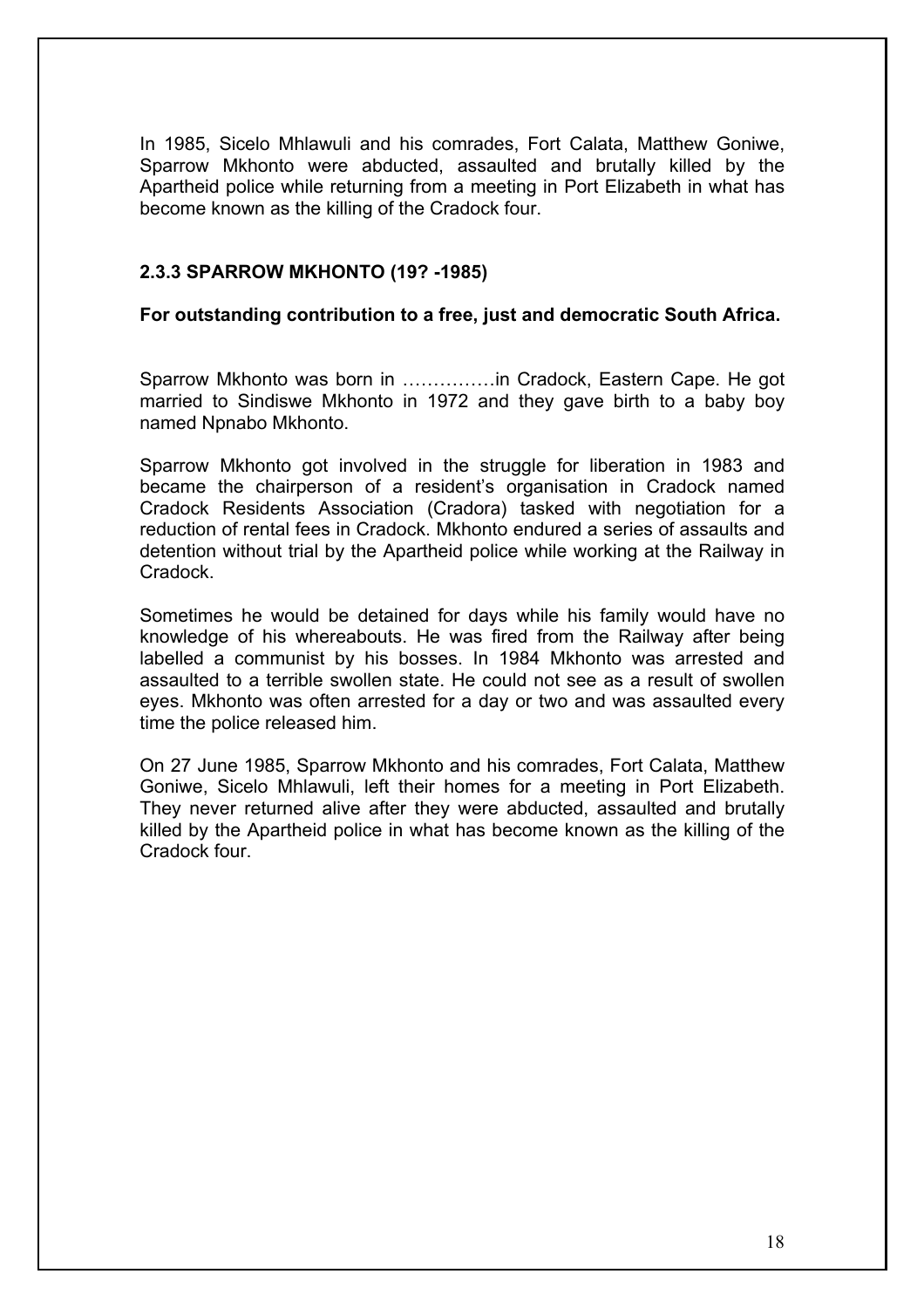In 1985, Sicelo Mhlawuli and his comrades, Fort Calata, Matthew Goniwe, Sparrow Mkhonto were abducted, assaulted and brutally killed by the Apartheid police while returning from a meeting in Port Elizabeth in what has become known as the killing of the Cradock four.

### 2.3.3 SPARROW MKHONTO (19? -1985)

**For outstanding contribution to a free, just and democratic South Africa.**

Sparrow Mkhonto was born in ……………in Cradock, Eastern Cape. He got married to Sindiswe Mkhonto in 1972 and they gave birth to a baby boy named Npnabo Mkhonto.

Sparrow Mkhonto got involved in the struggle for liberation in 1983 and became the chairperson of a resident's organisation in Cradock named Cradock Residents Association (Cradora) tasked with negotiation for a reduction of rental fees in Cradock. Mkhonto endured a series of assaults and detention without trial by the Apartheid police while working at the Railway in Cradock.

Sometimes he would be detained for days while his family would have no knowledge of his whereabouts. He was fired from the Railway after being labelled a communist by his bosses. In 1984 Mkhonto was arrested and assaulted to a terrible swollen state. He could not see as a result of swollen eyes. Mkhonto was often arrested for a day or two and was assaulted every time the police released him.

On 27 June 1985, Sparrow Mkhonto and his comrades, Fort Calata, Matthew Goniwe, Sicelo Mhlawuli, left their homes for a meeting in Port Elizabeth. They never returned alive after they were abducted, assaulted and brutally killed by the Apartheid police in what has become known as the killing of the Cradock four.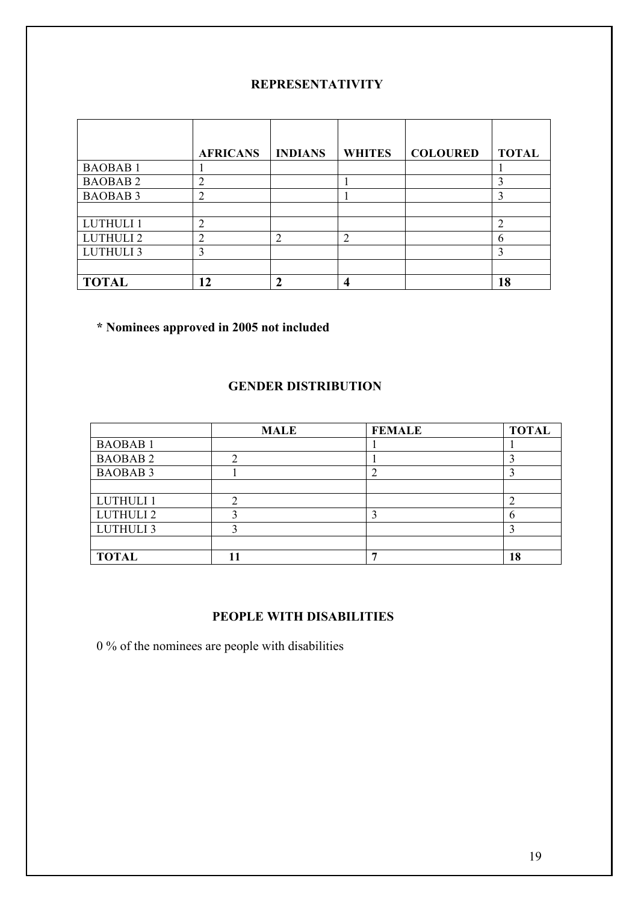## REPRESENTATIVITY

| | AFRICANS | INDIANS | WHITES | COLOURED | TOTAL |
|---|---|---|---|---|---|
| BAOBAB 1 | 1 | | | | 1 |
| BAOBAB 2 | 2 | | 1 | | 3 |
| BAOBAB 3 | 2 | | 1 | | 3 |
| | | | | | |
| LUTHULI 1 | 2 | | | | 2 |
| LUTHULI 2 | 2 | 2 | 2 | | 6 |
| LUTHULI 3 | 3 | | | | 3 |
| | | | | | |
| **TOTAL** | **12** | **2** | **4** | | **18** |

**\* Nominees approved in 2005 not included**

## GENDER DISTRIBUTION

| | MALE | FEMALE | TOTAL |
|---|---|---|---|
| BAOBAB 1 | | 1 | 1 |
| BAOBAB 2 | 2 | 1 | 3 |
| BAOBAB 3 | 1 | 2 | 3 |
| | | | |
| LUTHULI 1 | 2 | | 2 |
| LUTHULI 2 | 3 | 3 | 6 |
| LUTHULI 3 | 3 | | 3 |
| | | | |
| **TOTAL** | **11** | **7** | **18** |

## PEOPLE WITH DISABILITIES

0 % of the nominees are people with disabilities